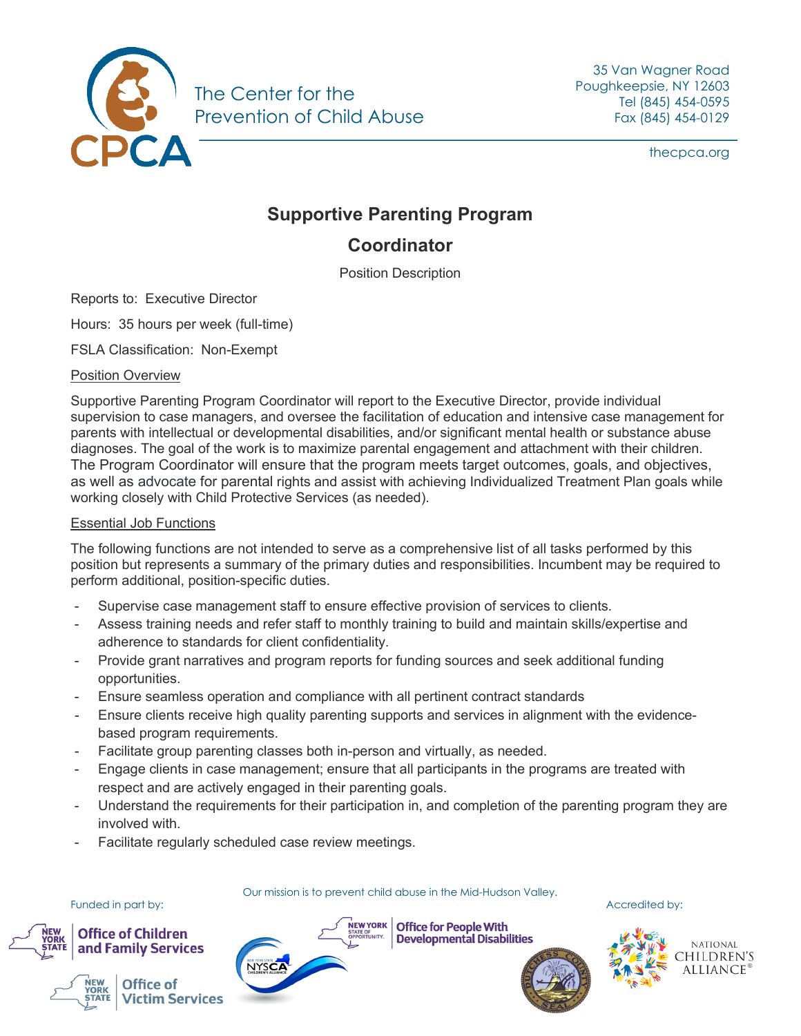The Center for the Prevention of Child Abuse

35 Van Wagner Road
Poughkeepsie, NY 12603
Tel (845) 454-0595
Fax (845) 454-0129

thecpca.org

# Supportive Parenting Program Coordinator

Position Description

Reports to: Executive Director

Hours: 35 hours per week (full-time)

FSLA Classification: Non-Exempt

## Position Overview

Supportive Parenting Program Coordinator will report to the Executive Director, provide individual supervision to case managers, and oversee the facilitation of education and intensive case management for parents with intellectual or developmental disabilities, and/or significant mental health or substance abuse diagnoses. The goal of the work is to maximize parental engagement and attachment with their children. The Program Coordinator will ensure that the program meets target outcomes, goals, and objectives, as well as advocate for parental rights and assist with achieving Individualized Treatment Plan goals while working closely with Child Protective Services (as needed).

## Essential Job Functions

The following functions are not intended to serve as a comprehensive list of all tasks performed by this position but represents a summary of the primary duties and responsibilities. Incumbent may be required to perform additional, position-specific duties.

- Supervise case management staff to ensure effective provision of services to clients.
- Assess training needs and refer staff to monthly training to build and maintain skills/expertise and adherence to standards for client confidentiality.
- Provide grant narratives and program reports for funding sources and seek additional funding opportunities.
- Ensure seamless operation and compliance with all pertinent contract standards
- Ensure clients receive high quality parenting supports and services in alignment with the evidence-based program requirements.
- Facilitate group parenting classes both in-person and virtually, as needed.
- Engage clients in case management; ensure that all participants in the programs are treated with respect and are actively engaged in their parenting goals.
- Understand the requirements for their participation in, and completion of the parenting program they are involved with.
- Facilitate regularly scheduled case review meetings.

Our mission is to prevent child abuse in the Mid-Hudson Valley.

Funded in part by: New York State Office of Children and Family Services; New York State Office of Victim Services; NYSCA; New York State Office for People With Developmental Disabilities; Dutchess County

Accredited by: National Children's Alliance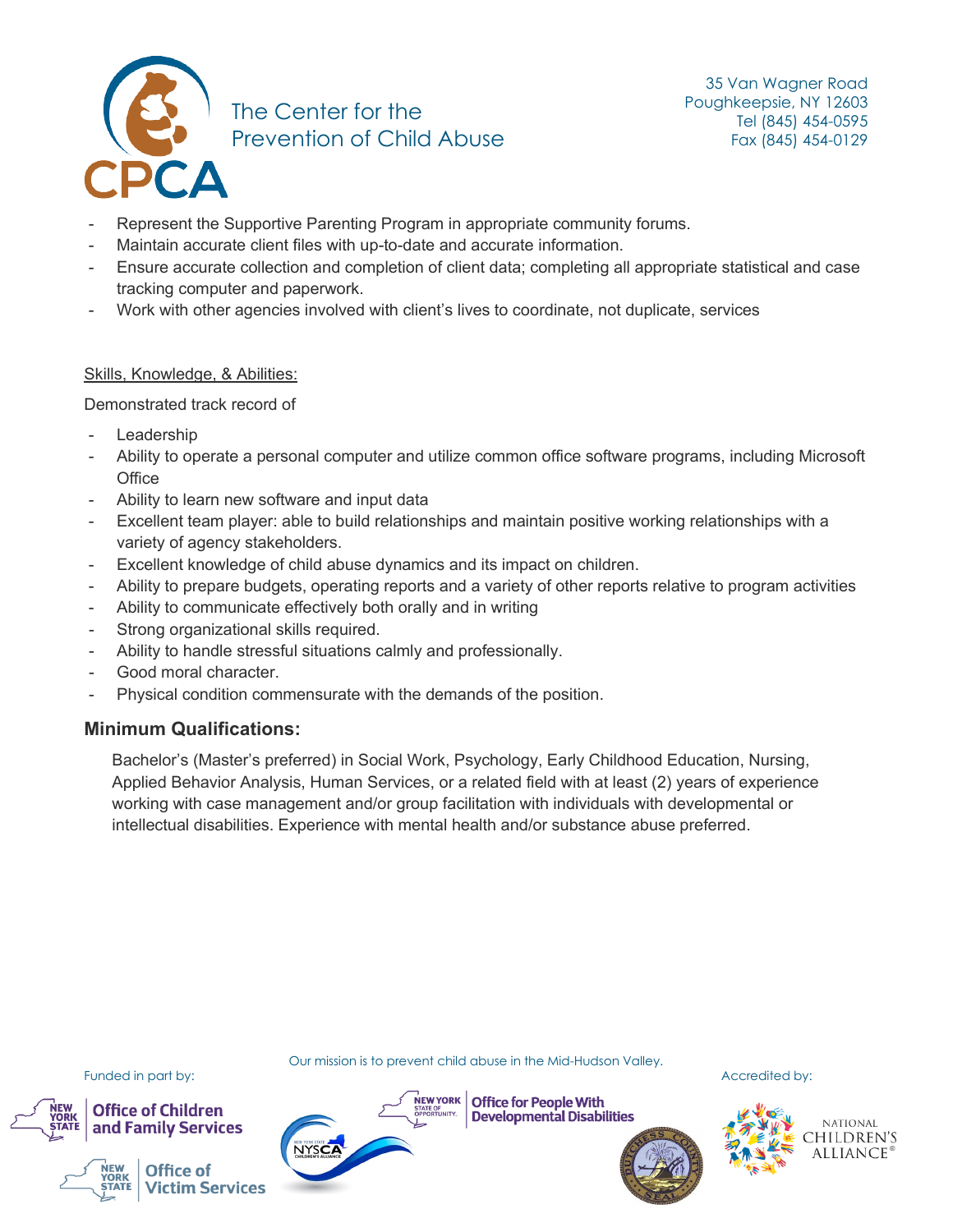- Represent the Supportive Parenting Program in appropriate community forums.
- Maintain accurate client files with up-to-date and accurate information.
- Ensure accurate collection and completion of client data; completing all appropriate statistical and case tracking computer and paperwork.
- Work with other agencies involved with client's lives to coordinate, not duplicate, services

Skills, Knowledge, & Abilities:

Demonstrated track record of

- Leadership
- Ability to operate a personal computer and utilize common office software programs, including Microsoft Office
- Ability to learn new software and input data
- Excellent team player: able to build relationships and maintain positive working relationships with a variety of agency stakeholders.
- Excellent knowledge of child abuse dynamics and its impact on children.
- Ability to prepare budgets, operating reports and a variety of other reports relative to program activities
- Ability to communicate effectively both orally and in writing
- Strong organizational skills required.
- Ability to handle stressful situations calmly and professionally.
- Good moral character.
- Physical condition commensurate with the demands of the position.

### Minimum Qualifications:

Bachelor's (Master's preferred) in Social Work, Psychology, Early Childhood Education, Nursing, Applied Behavior Analysis, Human Services, or a related field with at least (2) years of experience working with case management and/or group facilitation with individuals with developmental or intellectual disabilities. Experience with mental health and/or substance abuse preferred.